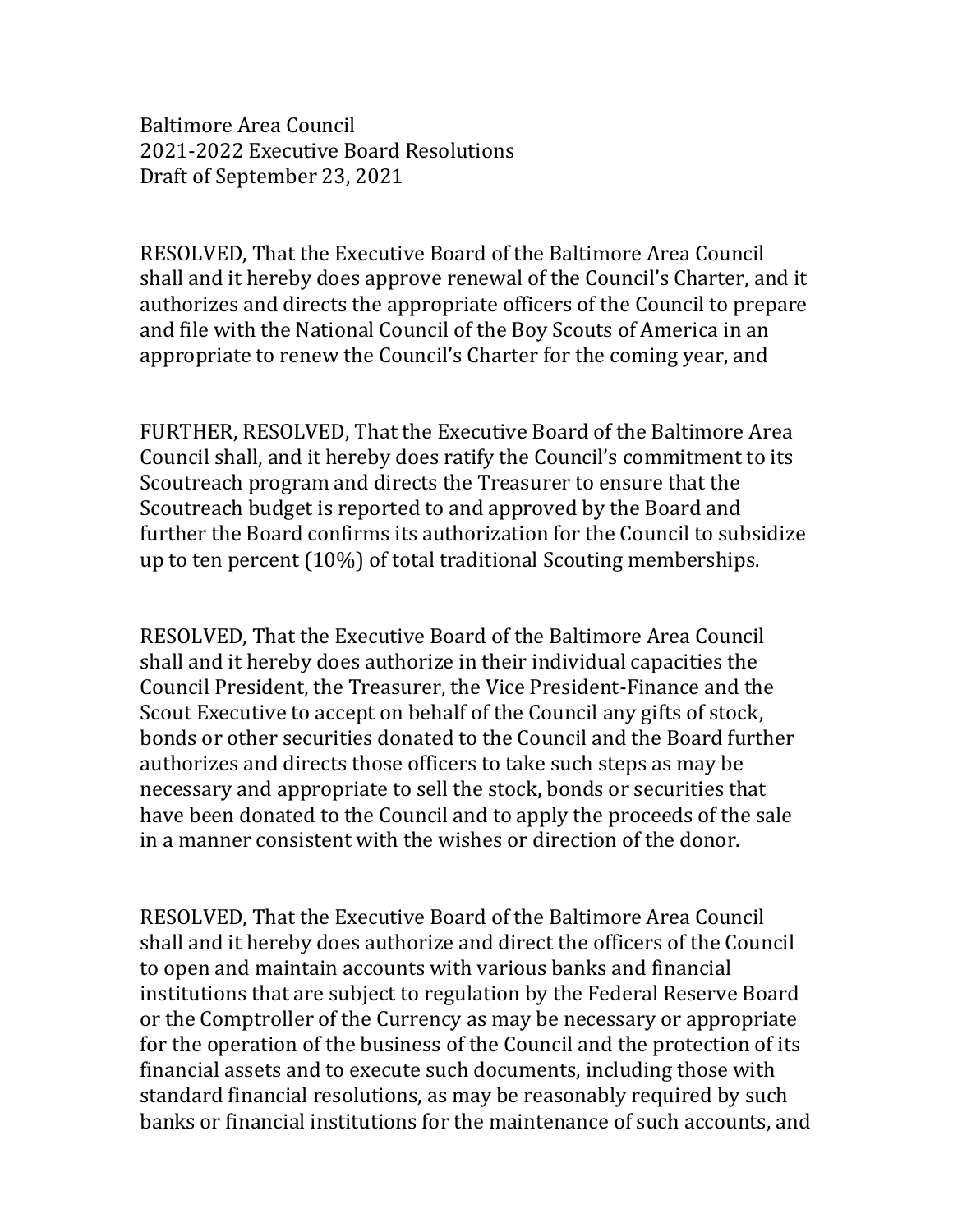Baltimore Area Council
2021-2022 Executive Board Resolutions
Draft of September 23, 2021

RESOLVED, That the Executive Board of the Baltimore Area Council shall and it hereby does approve renewal of the Council's Charter, and it authorizes and directs the appropriate officers of the Council to prepare and file with the National Council of the Boy Scouts of America in an appropriate to renew the Council's Charter for the coming year, and

FURTHER, RESOLVED, That the Executive Board of the Baltimore Area Council shall, and it hereby does ratify the Council's commitment to its Scoutreach program and directs the Treasurer to ensure that the Scoutreach budget is reported to and approved by the Board and further the Board confirms its authorization for the Council to subsidize up to ten percent (10%) of total traditional Scouting memberships.

RESOLVED, That the Executive Board of the Baltimore Area Council shall and it hereby does authorize in their individual capacities the Council President, the Treasurer, the Vice President-Finance and the Scout Executive to accept on behalf of the Council any gifts of stock, bonds or other securities donated to the Council and the Board further authorizes and directs those officers to take such steps as may be necessary and appropriate to sell the stock, bonds or securities that have been donated to the Council and to apply the proceeds of the sale in a manner consistent with the wishes or direction of the donor.

RESOLVED, That the Executive Board of the Baltimore Area Council shall and it hereby does authorize and direct the officers of the Council to open and maintain accounts with various banks and financial institutions that are subject to regulation by the Federal Reserve Board or the Comptroller of the Currency as may be necessary or appropriate for the operation of the business of the Council and the protection of its financial assets and to execute such documents, including those with standard financial resolutions, as may be reasonably required by such banks or financial institutions for the maintenance of such accounts, and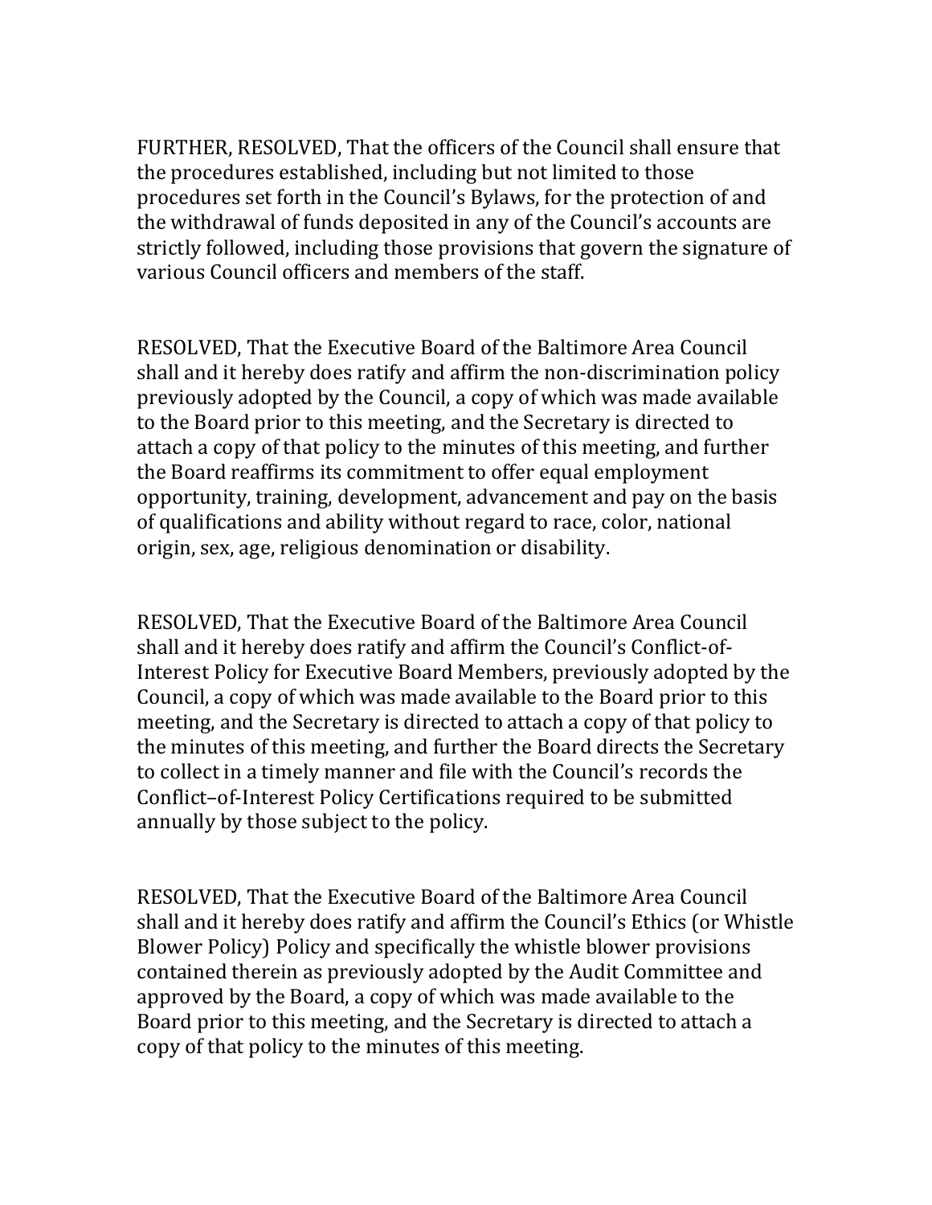FURTHER, RESOLVED, That the officers of the Council shall ensure that the procedures established, including but not limited to those procedures set forth in the Council's Bylaws, for the protection of and the withdrawal of funds deposited in any of the Council's accounts are strictly followed, including those provisions that govern the signature of various Council officers and members of the staff.

RESOLVED, That the Executive Board of the Baltimore Area Council shall and it hereby does ratify and affirm the non-discrimination policy previously adopted by the Council, a copy of which was made available to the Board prior to this meeting, and the Secretary is directed to attach a copy of that policy to the minutes of this meeting, and further the Board reaffirms its commitment to offer equal employment opportunity, training, development, advancement and pay on the basis of qualifications and ability without regard to race, color, national origin, sex, age, religious denomination or disability.

RESOLVED, That the Executive Board of the Baltimore Area Council shall and it hereby does ratify and affirm the Council's Conflict-of-Interest Policy for Executive Board Members, previously adopted by the Council, a copy of which was made available to the Board prior to this meeting, and the Secretary is directed to attach a copy of that policy to the minutes of this meeting, and further the Board directs the Secretary to collect in a timely manner and file with the Council's records the Conflict–of-Interest Policy Certifications required to be submitted annually by those subject to the policy.

RESOLVED, That the Executive Board of the Baltimore Area Council shall and it hereby does ratify and affirm the Council's Ethics (or Whistle Blower Policy) Policy and specifically the whistle blower provisions contained therein as previously adopted by the Audit Committee and approved by the Board, a copy of which was made available to the Board prior to this meeting, and the Secretary is directed to attach a copy of that policy to the minutes of this meeting.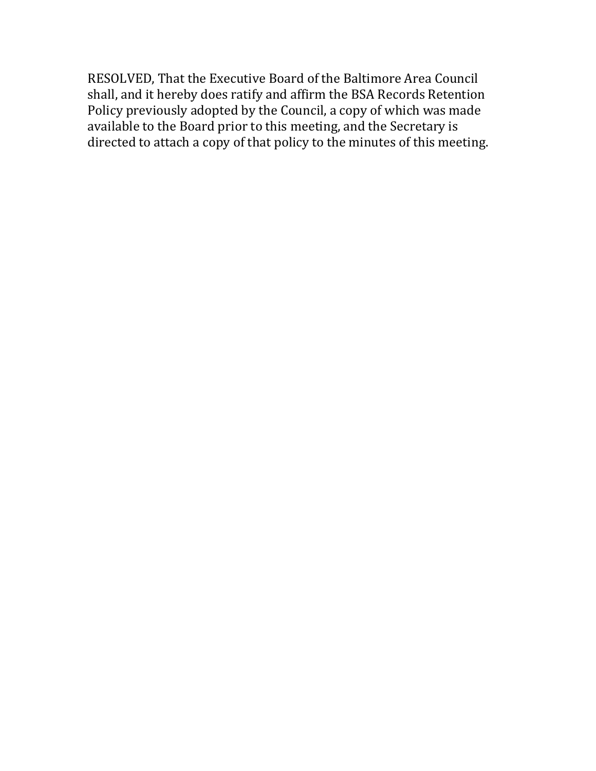RESOLVED, That the Executive Board of the Baltimore Area Council shall, and it hereby does ratify and affirm the BSA Records Retention Policy previously adopted by the Council, a copy of which was made available to the Board prior to this meeting, and the Secretary is directed to attach a copy of that policy to the minutes of this meeting.